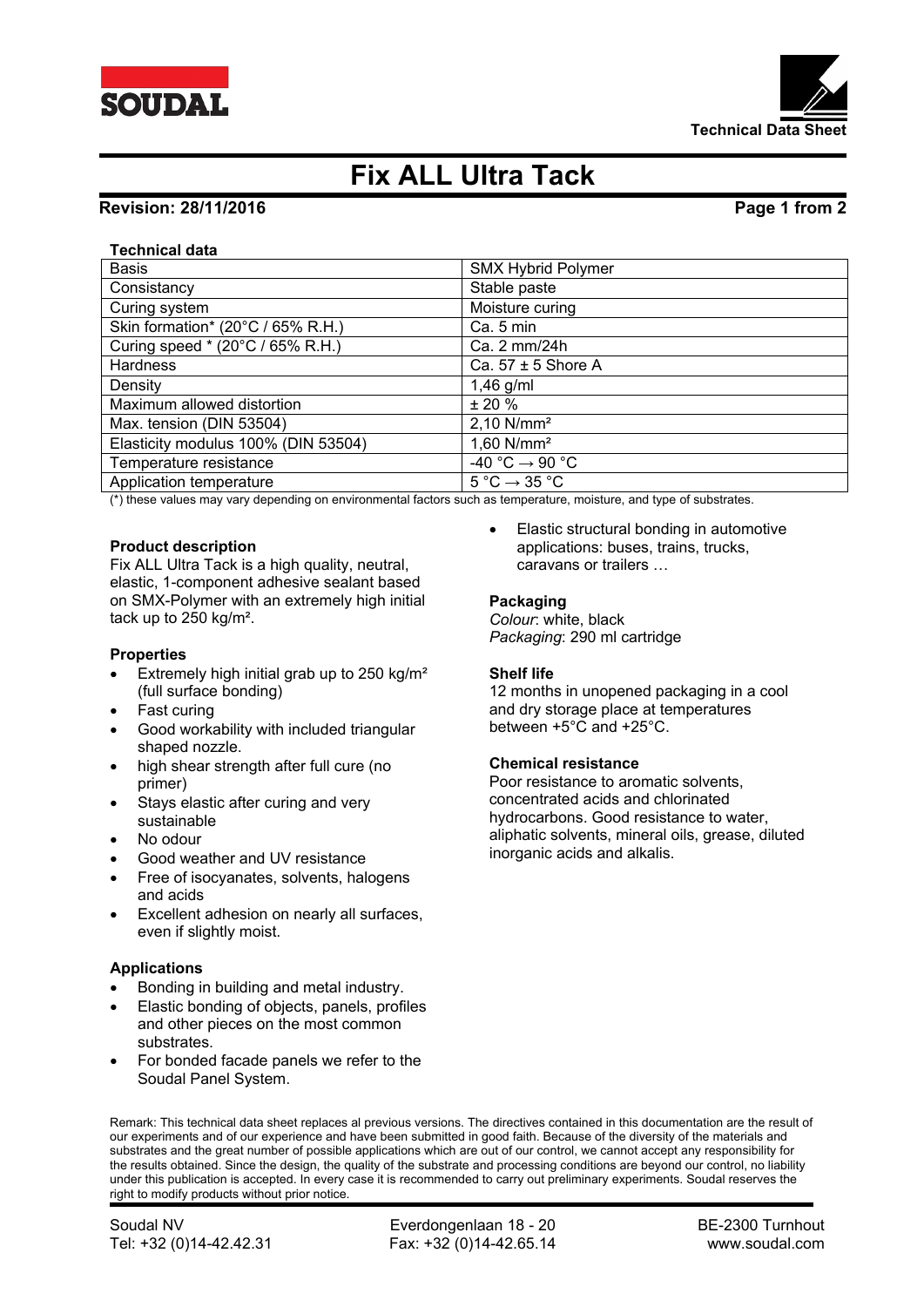# Fix ALL Ultra Tack

**Revision: 28/11/2016**

**Technical data**

| Basis | SMX Hybrid Polymer |
|---|---|
| Consistancy | Stable paste |
| Curing system | Moisture curing |
| Skin formation* (20°C / 65% R.H.) | Ca. 5 min |
| Curing speed * (20°C / 65% R.H.) | Ca. 2 mm/24h |
| Hardness | Ca. 57 ± 5 Shore A |
| Density | 1,46 g/ml |
| Maximum allowed distortion | ± 20 % |
| Max. tension (DIN 53504) | 2,10 N/mm² |
| Elasticity modulus 100% (DIN 53504) | 1,60 N/mm² |
| Temperature resistance | -40 °C → 90 °C |
| Application temperature | 5 °C → 35 °C |

(*) these values may vary depending on environmental factors such as temperature, moisture, and type of substrates.

**Product description**

Fix ALL Ultra Tack is a high quality, neutral, elastic, 1-component adhesive sealant based on SMX-Polymer with an extremely high initial tack up to 250 kg/m².

**Properties**

- Extremely high initial grab up to 250 kg/m² (full surface bonding)
- Fast curing
- Good workability with included triangular shaped nozzle.
- high shear strength after full cure (no primer)
- Stays elastic after curing and very sustainable
- No odour
- Good weather and UV resistance
- Free of isocyanates, solvents, halogens and acids
- Excellent adhesion on nearly all surfaces, even if slightly moist.

**Applications**

- Bonding in building and metal industry.
- Elastic bonding of objects, panels, profiles and other pieces on the most common substrates.
- For bonded facade panels we refer to the Soudal Panel System.
- Elastic structural bonding in automotive applications: buses, trains, trucks, caravans or trailers …

**Packaging**

*Colour*: white, black
*Packaging*: 290 ml cartridge

**Shelf life**

12 months in unopened packaging in a cool and dry storage place at temperatures between +5°C and +25°C.

**Chemical resistance**

Poor resistance to aromatic solvents, concentrated acids and chlorinated hydrocarbons. Good resistance to water, aliphatic solvents, mineral oils, grease, diluted inorganic acids and alkalis.

Remark: This technical data sheet replaces al previous versions. The directives contained in this documentation are the result of our experiments and of our experience and have been submitted in good faith. Because of the diversity of the materials and substrates and the great number of possible applications which are out of our control, we cannot accept any responsibility for the results obtained. Since the design, the quality of the substrate and processing conditions are beyond our control, no liability under this publication is accepted. In every case it is recommended to carry out preliminary experiments. Soudal reserves the right to modify products without prior notice.

Soudal NV | Everdongenlaan 18 - 20 | BE-2300 Turnhout
Tel: +32 (0)14-42.42.31 | Fax: +32 (0)14-42.65.14 | www.soudal.com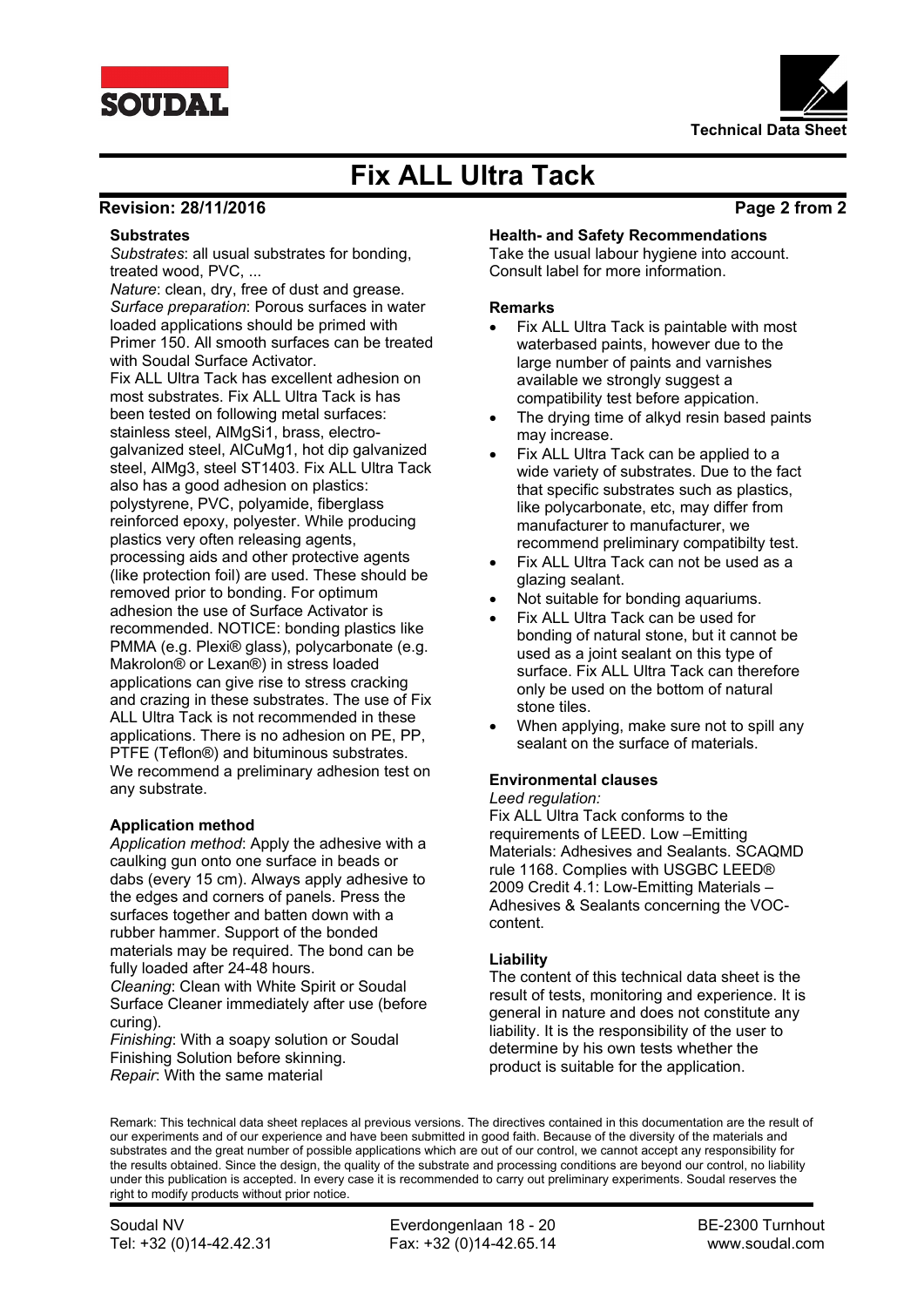# Fix ALL Ultra Tack

**Revision: 28/11/2016**

## Substrates

*Substrates*: all usual substrates for bonding, treated wood, PVC, ...
*Nature*: clean, dry, free of dust and grease.
*Surface preparation*: Porous surfaces in water loaded applications should be primed with Primer 150. All smooth surfaces can be treated with Soudal Surface Activator.
Fix ALL Ultra Tack has excellent adhesion on most substrates. Fix ALL Ultra Tack is has been tested on following metal surfaces: stainless steel, AlMgSi1, brass, electro-galvanized steel, AlCuMg1, hot dip galvanized steel, AlMg3, steel ST1403. Fix ALL Ultra Tack also has a good adhesion on plastics: polystyrene, PVC, polyamide, fiberglass reinforced epoxy, polyester. While producing plastics very often releasing agents, processing aids and other protective agents (like protection foil) are used. These should be removed prior to bonding. For optimum adhesion the use of Surface Activator is recommended. NOTICE: bonding plastics like PMMA (e.g. Plexi® glass), polycarbonate (e.g. Makrolon® or Lexan®) in stress loaded applications can give rise to stress cracking and crazing in these substrates. The use of Fix ALL Ultra Tack is not recommended in these applications. There is no adhesion on PE, PP, PTFE (Teflon®) and bituminous substrates. We recommend a preliminary adhesion test on any substrate.

## Application method

*Application method*: Apply the adhesive with a caulking gun onto one surface in beads or dabs (every 15 cm). Always apply adhesive to the edges and corners of panels. Press the surfaces together and batten down with a rubber hammer. Support of the bonded materials may be required. The bond can be fully loaded after 24-48 hours.
*Cleaning*: Clean with White Spirit or Soudal Surface Cleaner immediately after use (before curing).
*Finishing*: With a soapy solution or Soudal Finishing Solution before skinning.
*Repair*: With the same material

## Health- and Safety Recommendations

Take the usual labour hygiene into account. Consult label for more information.

## Remarks

- Fix ALL Ultra Tack is paintable with most waterbased paints, however due to the large number of paints and varnishes available we strongly suggest a compatibility test before application.
- The drying time of alkyd resin based paints may increase.
- Fix ALL Ultra Tack can be applied to a wide variety of substrates. Due to the fact that specific substrates such as plastics, like polycarbonate, etc, may differ from manufacturer to manufacturer, we recommend preliminary compatibilty test.
- Fix ALL Ultra Tack can not be used as a glazing sealant.
- Not suitable for bonding aquariums.
- Fix ALL Ultra Tack can be used for bonding of natural stone, but it cannot be used as a joint sealant on this type of surface. Fix ALL Ultra Tack can therefore only be used on the bottom of natural stone tiles.
- When applying, make sure not to spill any sealant on the surface of materials.

## Environmental clauses

*Leed regulation:*
Fix ALL Ultra Tack conforms to the requirements of LEED. Low –Emitting Materials: Adhesives and Sealants. SCAQMD rule 1168. Complies with USGBC LEED® 2009 Credit 4.1: Low-Emitting Materials – Adhesives & Sealants concerning the VOC-content.

## Liability

The content of this technical data sheet is the result of tests, monitoring and experience. It is general in nature and does not constitute any liability. It is the responsibility of the user to determine by his own tests whether the product is suitable for the application.

Remark: This technical data sheet replaces al previous versions. The directives contained in this documentation are the result of our experiments and of our experience and have been submitted in good faith. Because of the diversity of the materials and substrates and the great number of possible applications which are out of our control, we cannot accept any responsibility for the results obtained. Since the design, the quality of the substrate and processing conditions are beyond our control, no liability under this publication is accepted. In every case it is recommended to carry out preliminary experiments. Soudal reserves the right to modify products without prior notice.

Soudal NV — Everdongenlaan 18 - 20 — BE-2300 Turnhout
Tel: +32 (0)14-42.42.31 — Fax: +32 (0)14-42.65.14 — www.soudal.com